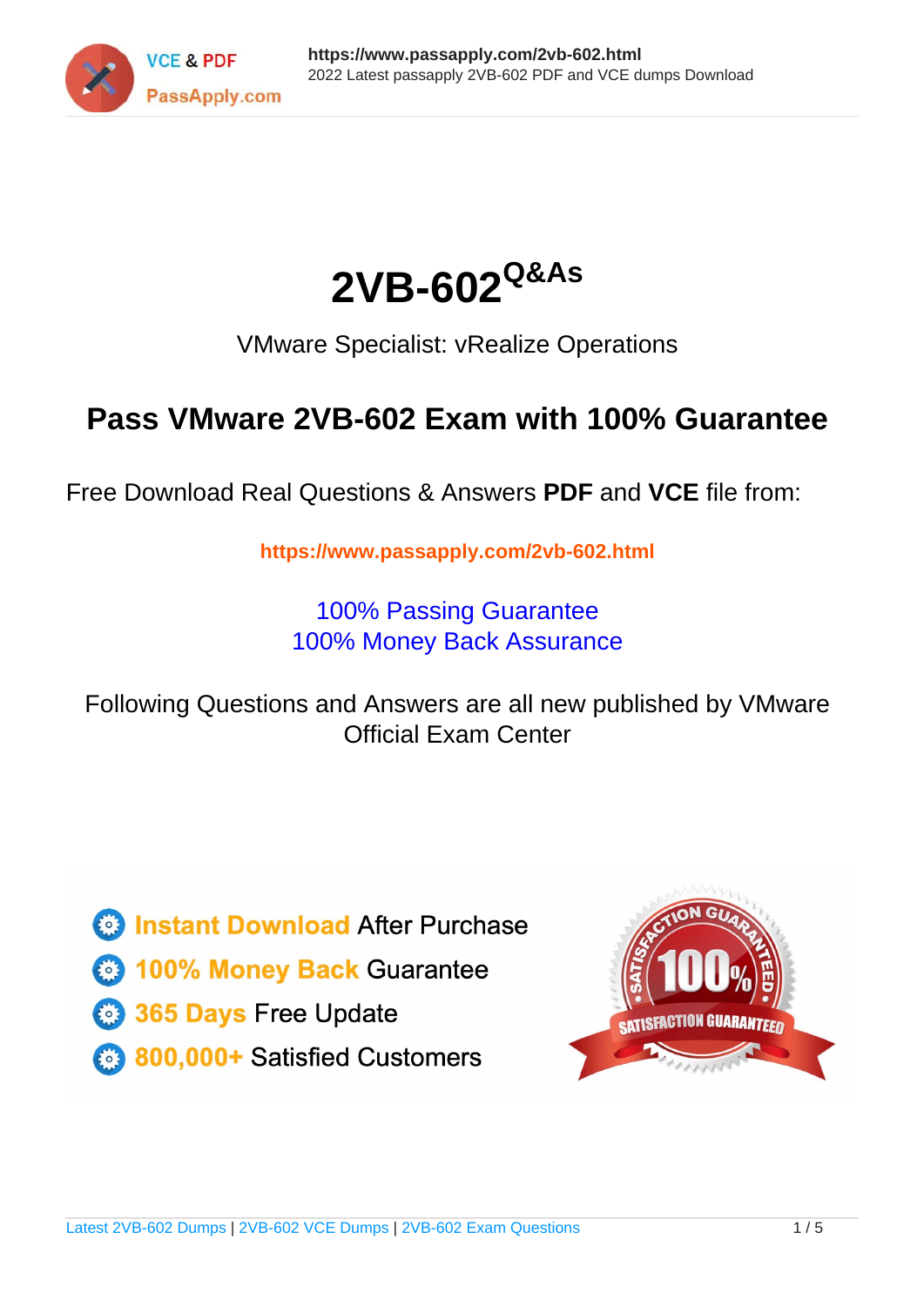# 2VB-602 Q&As

VMware Specialist: vRealize Operations

## Pass VMware 2VB-602 Exam with 100% Guarantee

Free Download Real Questions & Answers **PDF** and **VCE** file from:

https://www.passapply.com/2vb-602.html

100% Passing Guarantee
100% Money Back Assurance

Following Questions and Answers are all new published by VMware Official Exam Center

- Instant Download After Purchase
- 100% Money Back Guarantee
- 365 Days Free Update
- 800,000+ Satisfied Customers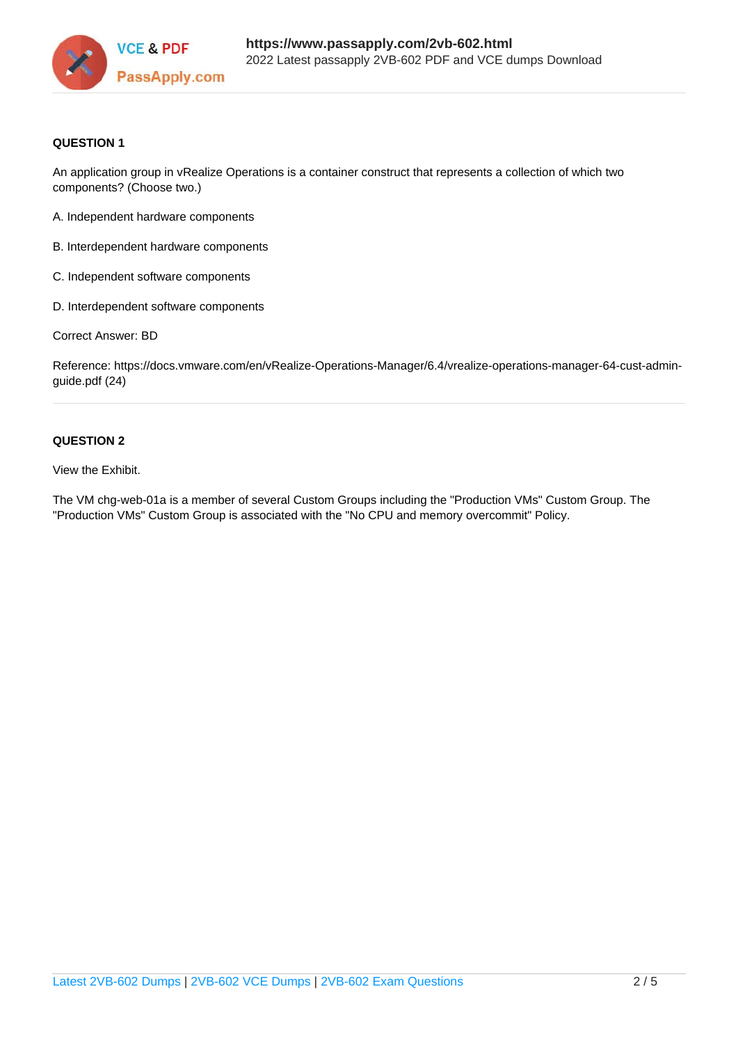**QUESTION 1**

An application group in vRealize Operations is a container construct that represents a collection of which two components? (Choose two.)

A. Independent hardware components

B. Interdependent hardware components

C. Independent software components

D. Interdependent software components

Correct Answer: BD

Reference: https://docs.vmware.com/en/vRealize-Operations-Manager/6.4/vrealize-operations-manager-64-cust-admin-guide.pdf (24)

---

**QUESTION 2**

View the Exhibit.

The VM chg-web-01a is a member of several Custom Groups including the "Production VMs" Custom Group. The "Production VMs" Custom Group is associated with the "No CPU and memory overcommit" Policy.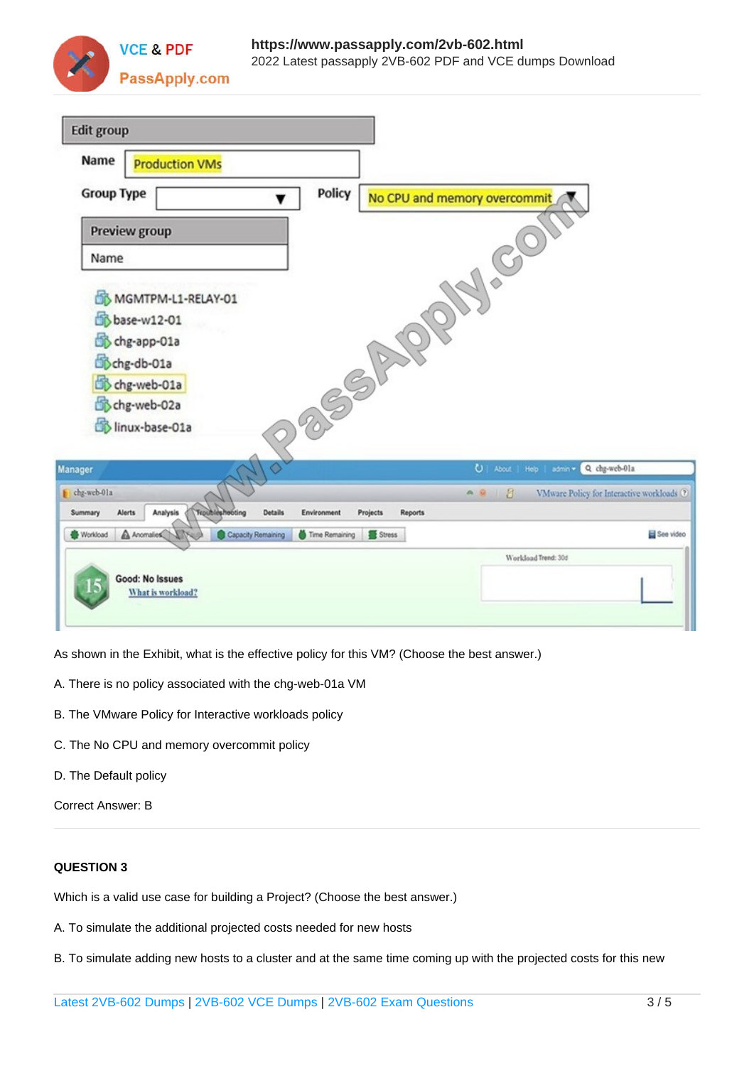Edit group

Name: Production VMs

Group Type: 

Policy: No CPU and memory overcommit

Preview group

Name

- MGMTPM-L1-RELAY-01
- base-w12-01
- chg-app-01a
- chg-db-01a
- chg-web-01a
- chg-web-02a
- linux-base-01a

Manager

chg-web-01a — VMware Policy for Interactive workloads

Summary | Alerts | Analysis | Troubleshooting | Details | Environment | Projects | Reports

Workload | Anomalies | Faults | Capacity Remaining | Time Remaining | Stress

15 Good: No Issues

What is workload?

Workload Trend: 30d

As shown in the Exhibit, what is the effective policy for this VM? (Choose the best answer.)

A. There is no policy associated with the chg-web-01a VM

B. The VMware Policy for Interactive workloads policy

C. The No CPU and memory overcommit policy

D. The Default policy

Correct Answer: B

**QUESTION 3**

Which is a valid use case for building a Project? (Choose the best answer.)

A. To simulate the additional projected costs needed for new hosts

B. To simulate adding new hosts to a cluster and at the same time coming up with the projected costs for this new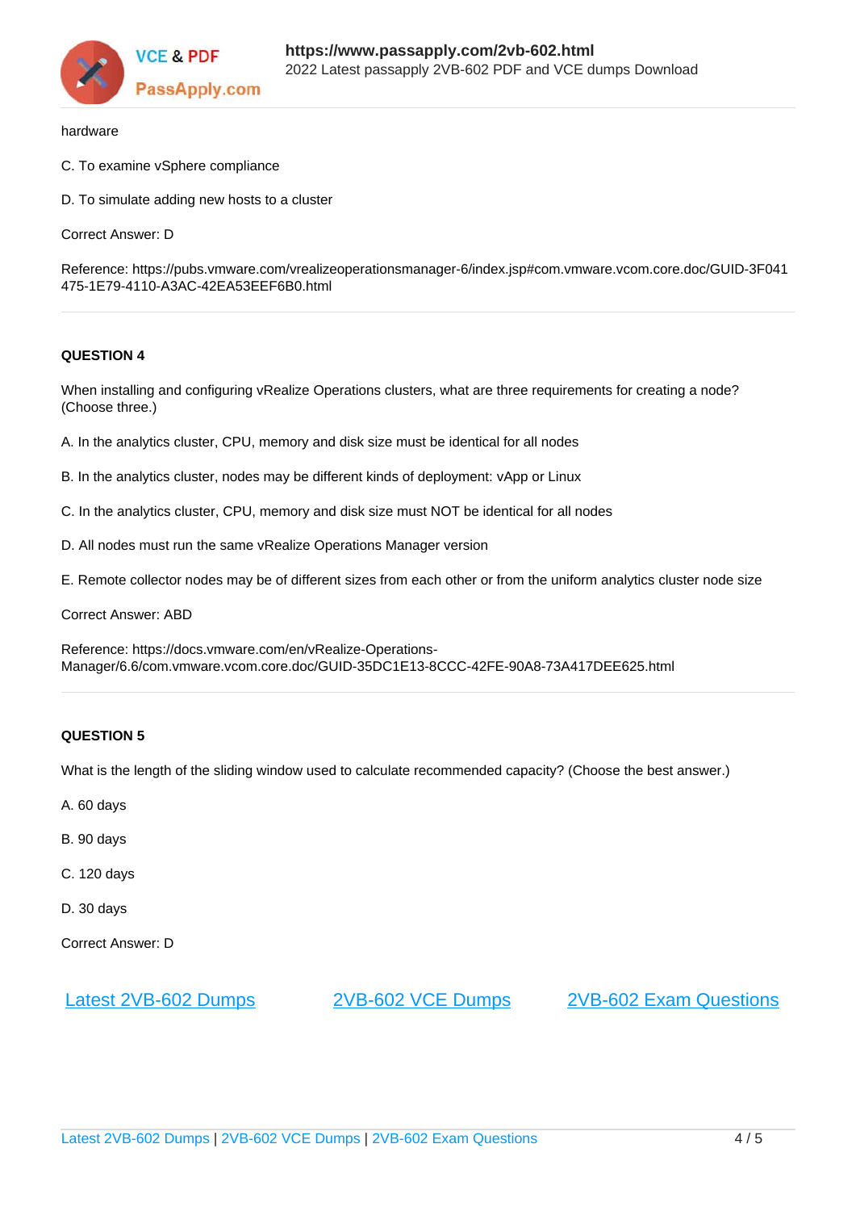hardware

C. To examine vSphere compliance

D. To simulate adding new hosts to a cluster

Correct Answer: D

Reference: https://pubs.vmware.com/vrealizeoperationsmanager-6/index.jsp#com.vmware.vcom.core.doc/GUID-3F041475-1E79-4110-A3AC-42EA53EEF6B0.html

**QUESTION 4**

When installing and configuring vRealize Operations clusters, what are three requirements for creating a node? (Choose three.)

A. In the analytics cluster, CPU, memory and disk size must be identical for all nodes

B. In the analytics cluster, nodes may be different kinds of deployment: vApp or Linux

C. In the analytics cluster, CPU, memory and disk size must NOT be identical for all nodes

D. All nodes must run the same vRealize Operations Manager version

E. Remote collector nodes may be of different sizes from each other or from the uniform analytics cluster node size

Correct Answer: ABD

Reference: https://docs.vmware.com/en/vRealize-Operations-Manager/6.6/com.vmware.vcom.core.doc/GUID-35DC1E13-8CCC-42FE-90A8-73A417DEE625.html

**QUESTION 5**

What is the length of the sliding window used to calculate recommended capacity? (Choose the best answer.)

A. 60 days

B. 90 days

C. 120 days

D. 30 days

Correct Answer: D

[Latest 2VB-602 Dumps](https://www.passapply.com/2vb-602.html) [2VB-602 VCE Dumps](https://www.passapply.com/2vb-602.html) [2VB-602 Exam Questions](https://www.passapply.com/2vb-602.html)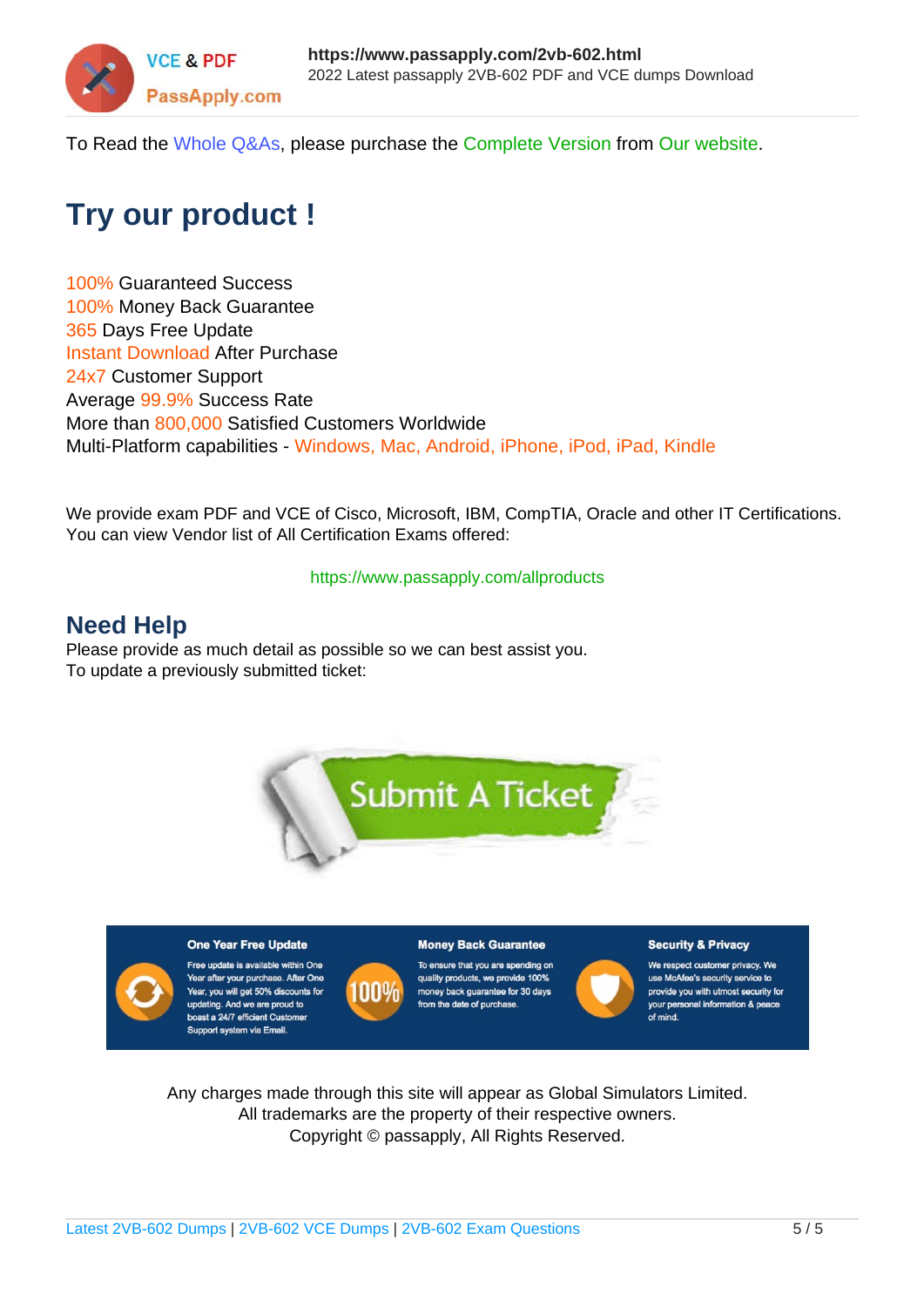To Read the Whole Q&As, please purchase the Complete Version from Our website.

# Try our product !

100% Guaranteed Success
100% Money Back Guarantee
365 Days Free Update
Instant Download After Purchase
24x7 Customer Support
Average 99.9% Success Rate
More than 800,000 Satisfied Customers Worldwide
Multi-Platform capabilities - Windows, Mac, Android, iPhone, iPod, iPad, Kindle

We provide exam PDF and VCE of Cisco, Microsoft, IBM, CompTIA, Oracle and other IT Certifications.
You can view Vendor list of All Certification Exams offered:

https://www.passapply.com/allproducts

## Need Help

Please provide as much detail as possible so we can best assist you.
To update a previously submitted ticket:

Submit A Ticket

**One Year Free Update**
Free update is available within One Year after your purchase. After One Year, you will get 50% discounts for updating. And we are proud to boast a 24/7 efficient Customer Support system via Email.

**Money Back Guarantee**
To ensure that you are spending on quality products, we provide 100% money back guarantee for 30 days from the date of purchase.

**Security & Privacy**
We respect customer privacy. We use McAfee's security service to provide you with utmost security for your personal information & peace of mind.

Any charges made through this site will appear as Global Simulators Limited.
All trademarks are the property of their respective owners.
Copyright © passapply, All Rights Reserved.